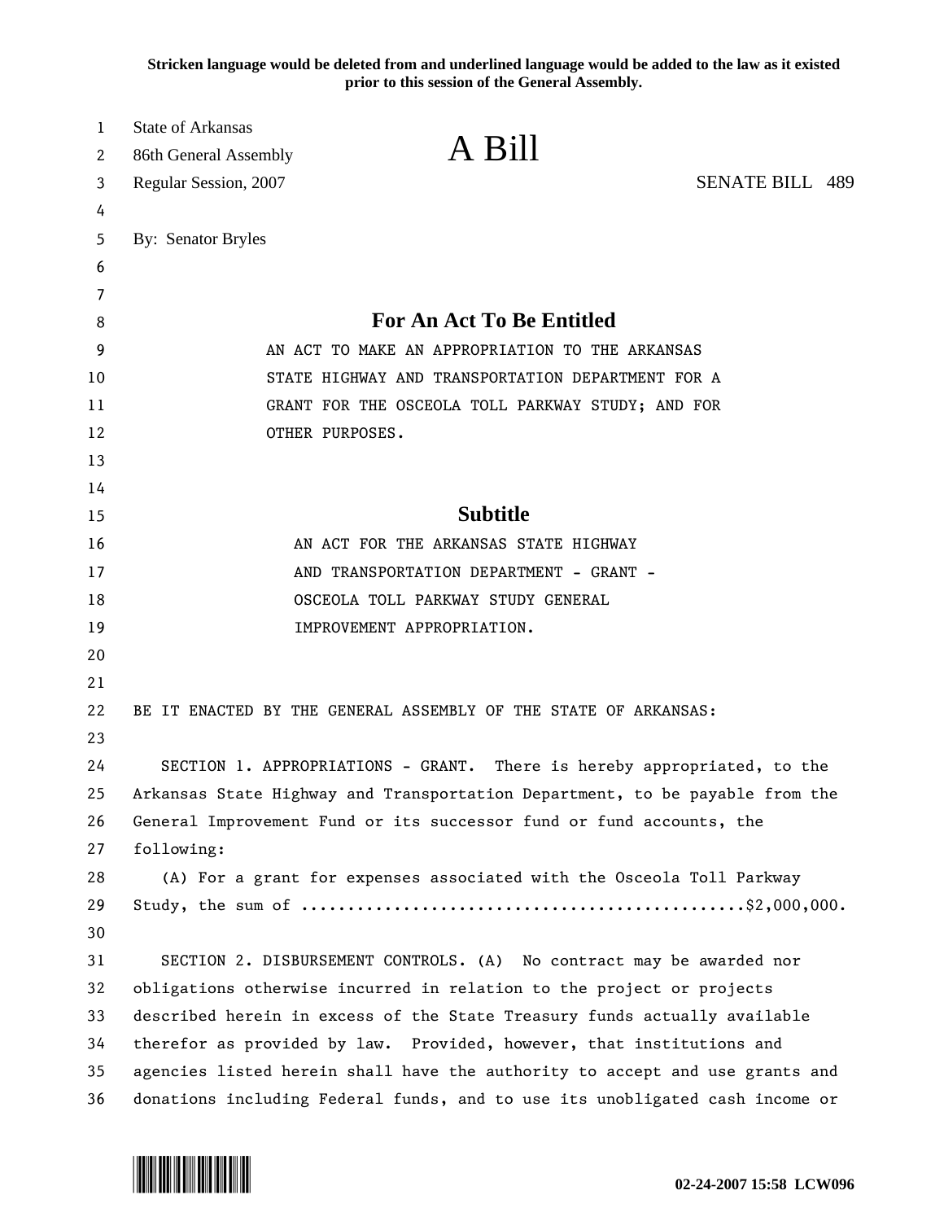Stricken language would be deleted from and underlined language would be added to the law as it existed prior to this session of the General Assembly.

State of Arkansas
86th General Assembly
Regular Session, 2007

# A Bill

SENATE BILL 489

By: Senator Bryles

## For An Act To Be Entitled

AN ACT TO MAKE AN APPROPRIATION TO THE ARKANSAS STATE HIGHWAY AND TRANSPORTATION DEPARTMENT FOR A GRANT FOR THE OSCEOLA TOLL PARKWAY STUDY; AND FOR OTHER PURPOSES.

## Subtitle

AN ACT FOR THE ARKANSAS STATE HIGHWAY AND TRANSPORTATION DEPARTMENT - GRANT - OSCEOLA TOLL PARKWAY STUDY GENERAL IMPROVEMENT APPROPRIATION.

BE IT ENACTED BY THE GENERAL ASSEMBLY OF THE STATE OF ARKANSAS:

SECTION 1. APPROPRIATIONS - GRANT. There is hereby appropriated, to the Arkansas State Highway and Transportation Department, to be payable from the General Improvement Fund or its successor fund or fund accounts, the following:

(A) For a grant for expenses associated with the Osceola Toll Parkway Study, the sum of ..............................................$2,000,000.

SECTION 2. DISBURSEMENT CONTROLS. (A) No contract may be awarded nor obligations otherwise incurred in relation to the project or projects described herein in excess of the State Treasury funds actually available therefor as provided by law. Provided, however, that institutions and agencies listed herein shall have the authority to accept and use grants and donations including Federal funds, and to use its unobligated cash income or

02-24-2007 15:58 LCW096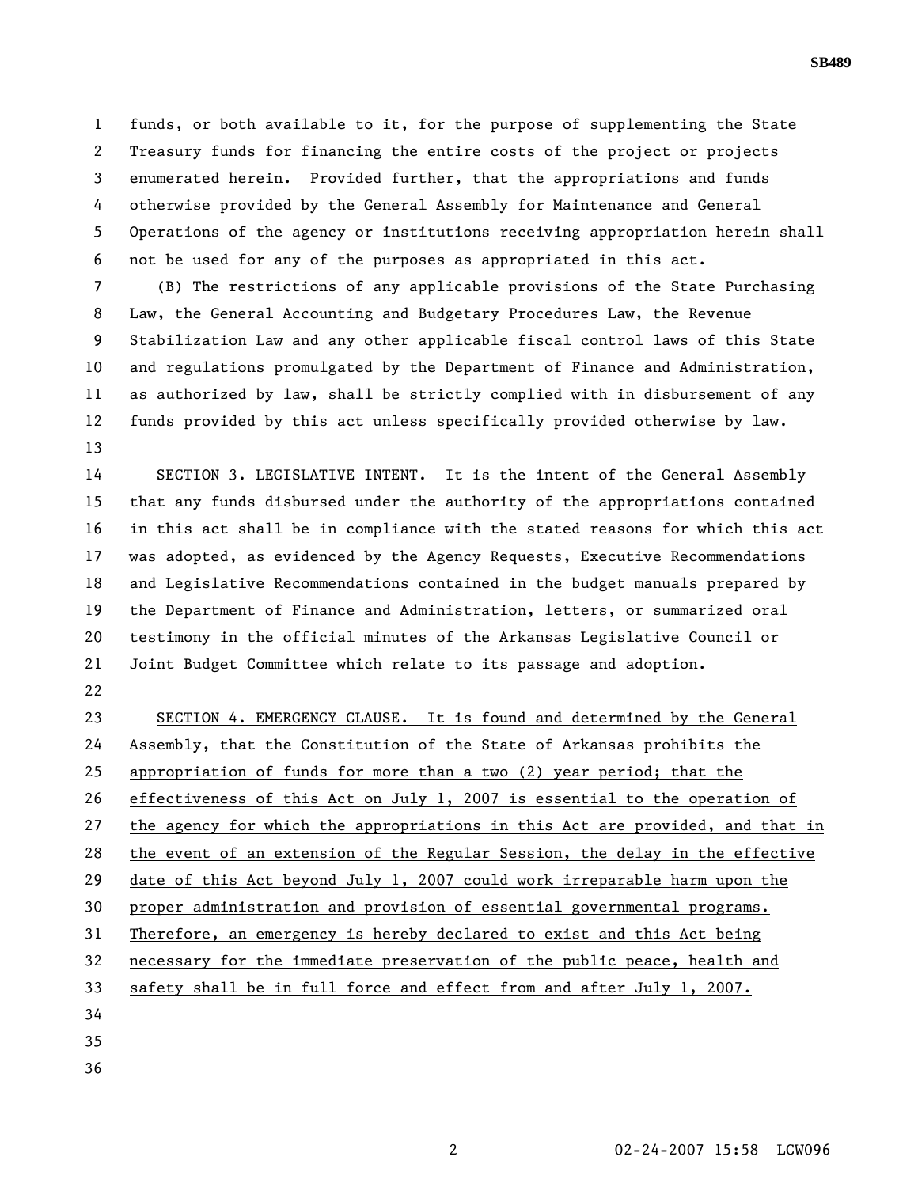funds, or both available to it, for the purpose of supplementing the State Treasury funds for financing the entire costs of the project or projects enumerated herein. Provided further, that the appropriations and funds otherwise provided by the General Assembly for Maintenance and General Operations of the agency or institutions receiving appropriation herein shall not be used for any of the purposes as appropriated in this act.

(B) The restrictions of any applicable provisions of the State Purchasing Law, the General Accounting and Budgetary Procedures Law, the Revenue Stabilization Law and any other applicable fiscal control laws of this State and regulations promulgated by the Department of Finance and Administration, as authorized by law, shall be strictly complied with in disbursement of any funds provided by this act unless specifically provided otherwise by law.

SECTION 3. LEGISLATIVE INTENT. It is the intent of the General Assembly that any funds disbursed under the authority of the appropriations contained in this act shall be in compliance with the stated reasons for which this act was adopted, as evidenced by the Agency Requests, Executive Recommendations and Legislative Recommendations contained in the budget manuals prepared by the Department of Finance and Administration, letters, or summarized oral testimony in the official minutes of the Arkansas Legislative Council or Joint Budget Committee which relate to its passage and adoption.

SECTION 4. EMERGENCY CLAUSE. It is found and determined by the General Assembly, that the Constitution of the State of Arkansas prohibits the appropriation of funds for more than a two (2) year period; that the effectiveness of this Act on July 1, 2007 is essential to the operation of the agency for which the appropriations in this Act are provided, and that in the event of an extension of the Regular Session, the delay in the effective date of this Act beyond July 1, 2007 could work irreparable harm upon the proper administration and provision of essential governmental programs. Therefore, an emergency is hereby declared to exist and this Act being necessary for the immediate preservation of the public peace, health and safety shall be in full force and effect from and after July 1, 2007.